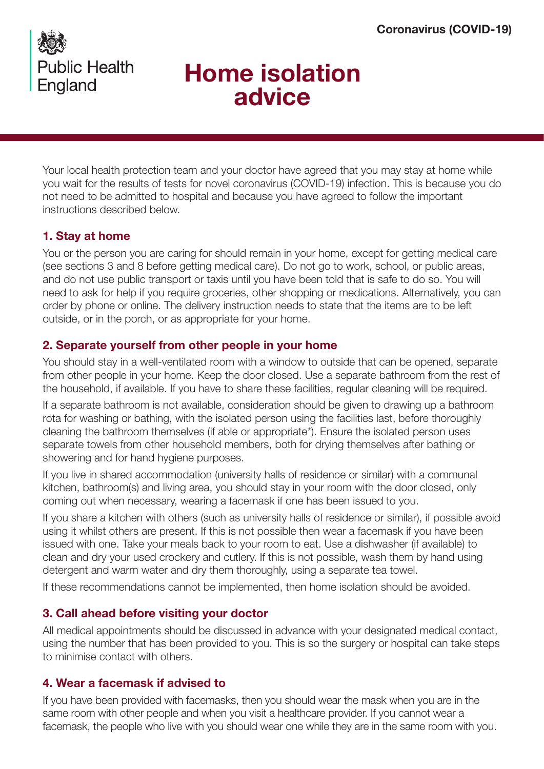Coronavirus (COVID-19)

Public Health England

# Home isolation advice

Your local health protection team and your doctor have agreed that you may stay at home while you wait for the results of tests for novel coronavirus (COVID-19) infection. This is because you do not need to be admitted to hospital and because you have agreed to follow the important instructions described below.

## 1. Stay at home

You or the person you are caring for should remain in your home, except for getting medical care (see sections 3 and 8 before getting medical care). Do not go to work, school, or public areas, and do not use public transport or taxis until you have been told that is safe to do so. You will need to ask for help if you require groceries, other shopping or medications. Alternatively, you can order by phone or online. The delivery instruction needs to state that the items are to be left outside, or in the porch, or as appropriate for your home.

## 2. Separate yourself from other people in your home

You should stay in a well-ventilated room with a window to outside that can be opened, separate from other people in your home. Keep the door closed. Use a separate bathroom from the rest of the household, if available. If you have to share these facilities, regular cleaning will be required.

If a separate bathroom is not available, consideration should be given to drawing up a bathroom rota for washing or bathing, with the isolated person using the facilities last, before thoroughly cleaning the bathroom themselves (if able or appropriate*). Ensure the isolated person uses separate towels from other household members, both for drying themselves after bathing or showering and for hand hygiene purposes.

If you live in shared accommodation (university halls of residence or similar) with a communal kitchen, bathroom(s) and living area, you should stay in your room with the door closed, only coming out when necessary, wearing a facemask if one has been issued to you.

If you share a kitchen with others (such as university halls of residence or similar), if possible avoid using it whilst others are present. If this is not possible then wear a facemask if you have been issued with one. Take your meals back to your room to eat. Use a dishwasher (if available) to clean and dry your used crockery and cutlery. If this is not possible, wash them by hand using detergent and warm water and dry them thoroughly, using a separate tea towel.

If these recommendations cannot be implemented, then home isolation should be avoided.

## 3. Call ahead before visiting your doctor

All medical appointments should be discussed in advance with your designated medical contact, using the number that has been provided to you. This is so the surgery or hospital can take steps to minimise contact with others.

## 4. Wear a facemask if advised to

If you have been provided with facemasks, then you should wear the mask when you are in the same room with other people and when you visit a healthcare provider. If you cannot wear a facemask, the people who live with you should wear one while they are in the same room with you.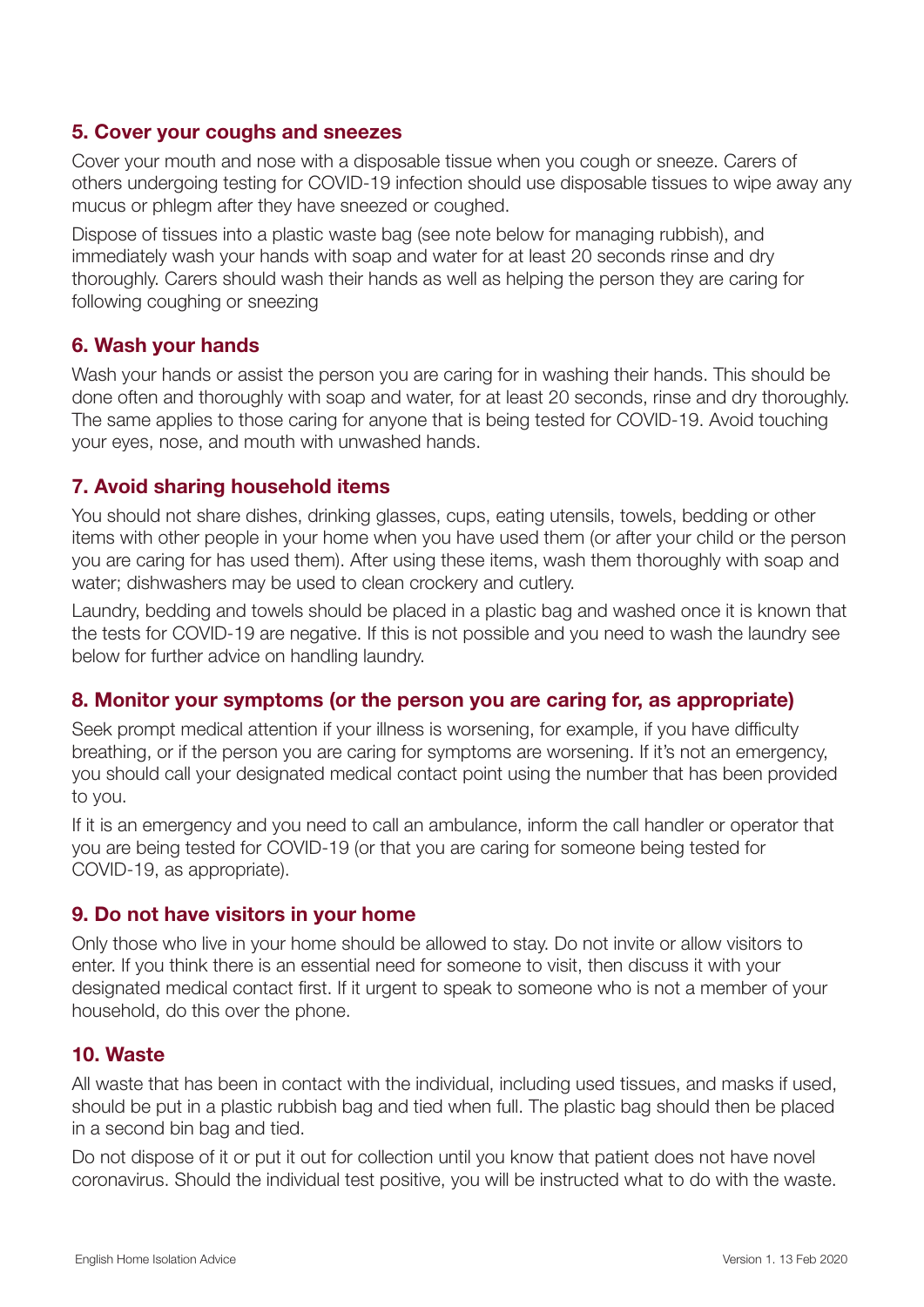## 5. Cover your coughs and sneezes

Cover your mouth and nose with a disposable tissue when you cough or sneeze. Carers of others undergoing testing for COVID-19 infection should use disposable tissues to wipe away any mucus or phlegm after they have sneezed or coughed.

Dispose of tissues into a plastic waste bag (see note below for managing rubbish), and immediately wash your hands with soap and water for at least 20 seconds rinse and dry thoroughly. Carers should wash their hands as well as helping the person they are caring for following coughing or sneezing

## 6. Wash your hands

Wash your hands or assist the person you are caring for in washing their hands. This should be done often and thoroughly with soap and water, for at least 20 seconds, rinse and dry thoroughly. The same applies to those caring for anyone that is being tested for COVID-19. Avoid touching your eyes, nose, and mouth with unwashed hands.

## 7. Avoid sharing household items

You should not share dishes, drinking glasses, cups, eating utensils, towels, bedding or other items with other people in your home when you have used them (or after your child or the person you are caring for has used them). After using these items, wash them thoroughly with soap and water; dishwashers may be used to clean crockery and cutlery.

Laundry, bedding and towels should be placed in a plastic bag and washed once it is known that the tests for COVID-19 are negative. If this is not possible and you need to wash the laundry see below for further advice on handling laundry.

## 8. Monitor your symptoms (or the person you are caring for, as appropriate)

Seek prompt medical attention if your illness is worsening, for example, if you have difficulty breathing, or if the person you are caring for symptoms are worsening. If it's not an emergency, you should call your designated medical contact point using the number that has been provided to you.

If it is an emergency and you need to call an ambulance, inform the call handler or operator that you are being tested for COVID-19 (or that you are caring for someone being tested for COVID-19, as appropriate).

## 9. Do not have visitors in your home

Only those who live in your home should be allowed to stay. Do not invite or allow visitors to enter. If you think there is an essential need for someone to visit, then discuss it with your designated medical contact first. If it urgent to speak to someone who is not a member of your household, do this over the phone.

## 10. Waste

All waste that has been in contact with the individual, including used tissues, and masks if used, should be put in a plastic rubbish bag and tied when full. The plastic bag should then be placed in a second bin bag and tied.

Do not dispose of it or put it out for collection until you know that patient does not have novel coronavirus. Should the individual test positive, you will be instructed what to do with the waste.